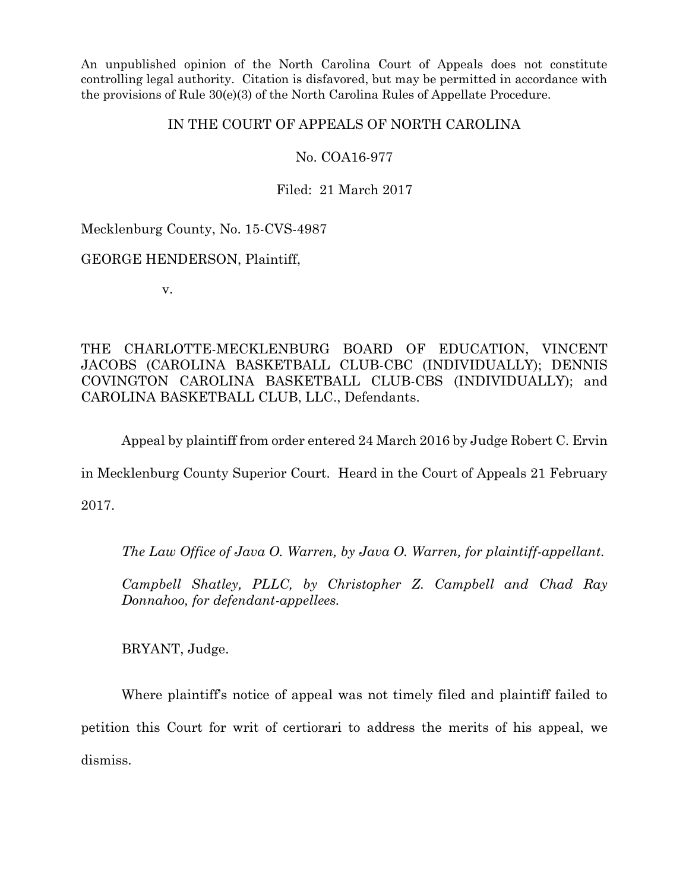An unpublished opinion of the North Carolina Court of Appeals does not constitute controlling legal authority. Citation is disfavored, but may be permitted in accordance with the provisions of Rule 30(e)(3) of the North Carolina Rules of Appellate Procedure.

IN THE COURT OF APPEALS OF NORTH CAROLINA

No. COA16-977

Filed: 21 March 2017

Mecklenburg County, No. 15-CVS-4987

GEORGE HENDERSON, Plaintiff,

v.

THE CHARLOTTE-MECKLENBURG BOARD OF EDUCATION, VINCENT JACOBS (CAROLINA BASKETBALL CLUB-CBC (INDIVIDUALLY); DENNIS COVINGTON CAROLINA BASKETBALL CLUB-CBS (INDIVIDUALLY); and CAROLINA BASKETBALL CLUB, LLC., Defendants.

Appeal by plaintiff from order entered 24 March 2016 by Judge Robert C. Ervin in Mecklenburg County Superior Court. Heard in the Court of Appeals 21 February 2017.

*The Law Office of Java O. Warren, by Java O. Warren, for plaintiff-appellant.*

*Campbell Shatley, PLLC, by Christopher Z. Campbell and Chad Ray Donnahoo, for defendant-appellees.*

BRYANT, Judge.

Where plaintiff's notice of appeal was not timely filed and plaintiff failed to petition this Court for writ of certiorari to address the merits of his appeal, we dismiss.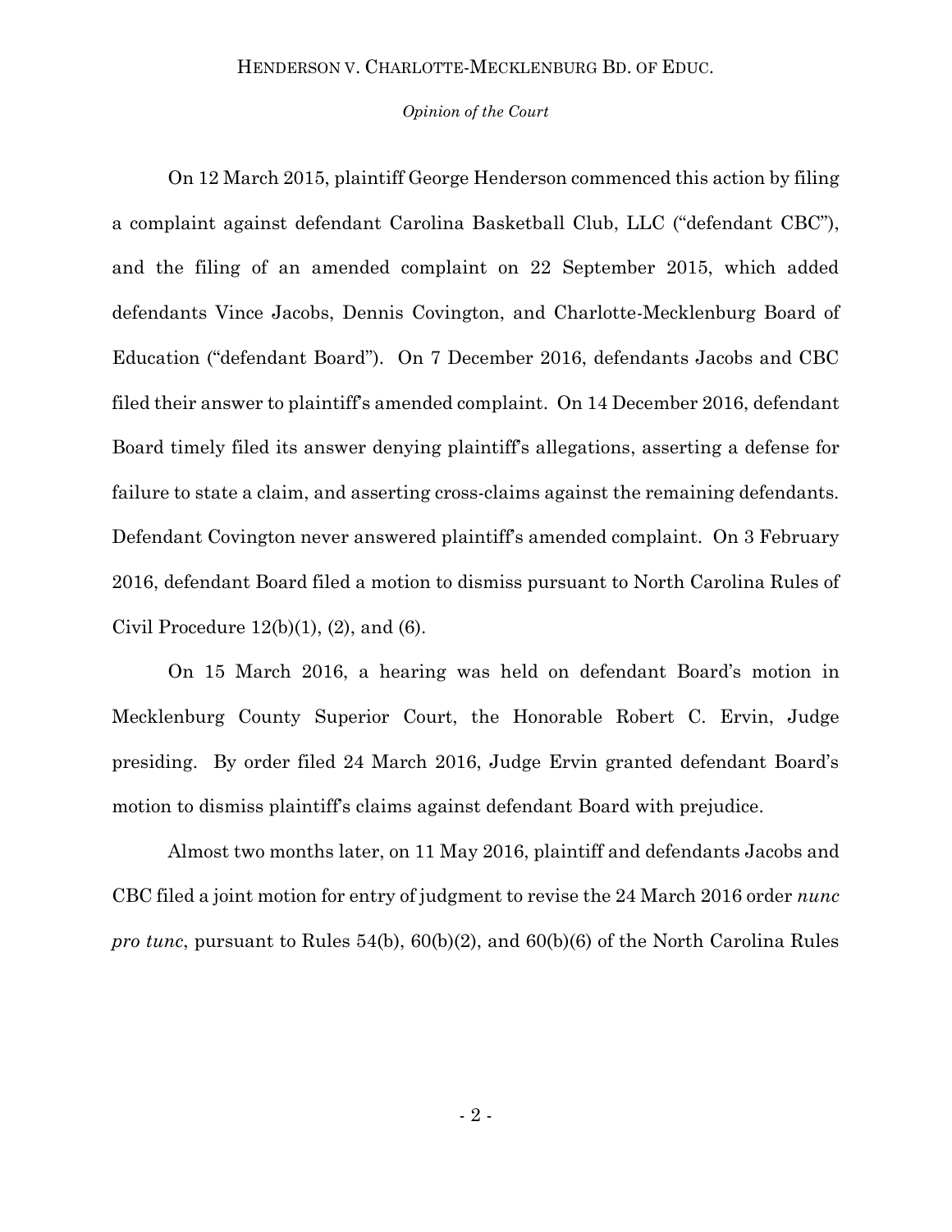On 12 March 2015, plaintiff George Henderson commenced this action by filing a complaint against defendant Carolina Basketball Club, LLC ("defendant CBC"), and the filing of an amended complaint on 22 September 2015, which added defendants Vince Jacobs, Dennis Covington, and Charlotte-Mecklenburg Board of Education ("defendant Board"). On 7 December 2016, defendants Jacobs and CBC filed their answer to plaintiff's amended complaint. On 14 December 2016, defendant Board timely filed its answer denying plaintiff's allegations, asserting a defense for failure to state a claim, and asserting cross-claims against the remaining defendants. Defendant Covington never answered plaintiff's amended complaint. On 3 February 2016, defendant Board filed a motion to dismiss pursuant to North Carolina Rules of Civil Procedure 12(b)(1), (2), and (6).

On 15 March 2016, a hearing was held on defendant Board's motion in Mecklenburg County Superior Court, the Honorable Robert C. Ervin, Judge presiding. By order filed 24 March 2016, Judge Ervin granted defendant Board's motion to dismiss plaintiff's claims against defendant Board with prejudice.

Almost two months later, on 11 May 2016, plaintiff and defendants Jacobs and CBC filed a joint motion for entry of judgment to revise the 24 March 2016 order *nunc pro tunc*, pursuant to Rules 54(b), 60(b)(2), and 60(b)(6) of the North Carolina Rules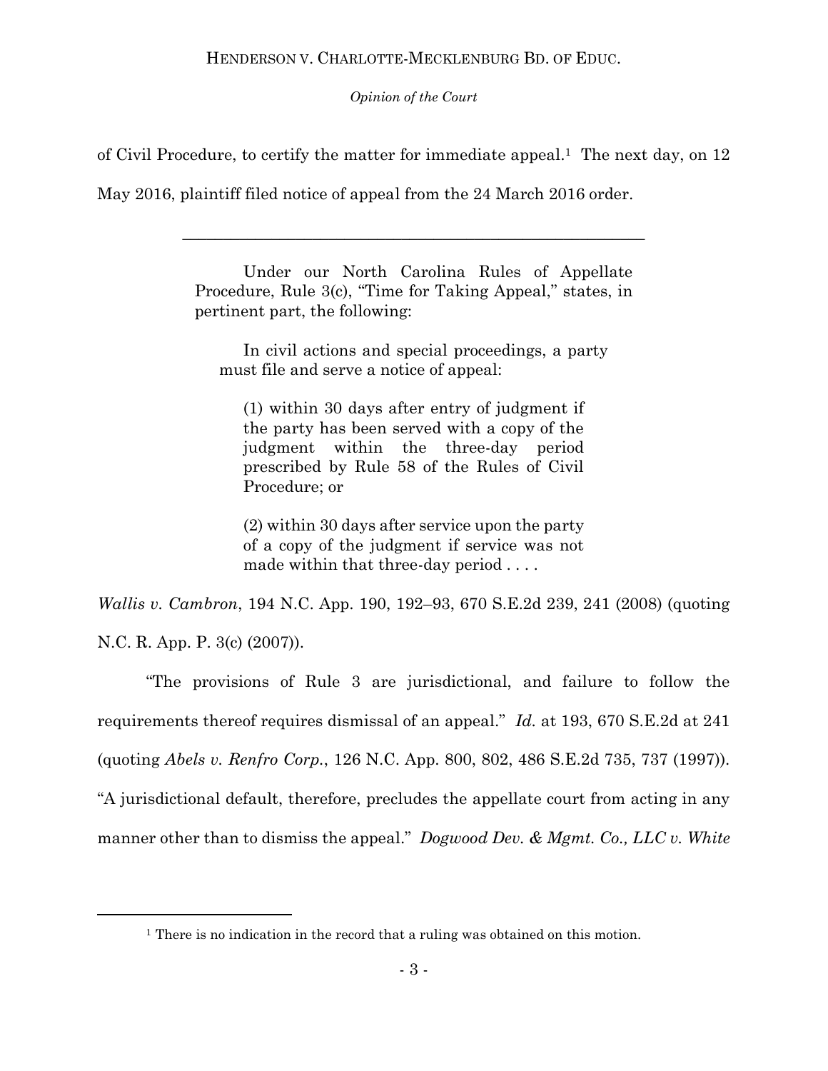of Civil Procedure, to certify the matter for immediate appeal.[1] The next day, on 12 May 2016, plaintiff filed notice of appeal from the 24 March 2016 order.

---

> Under our North Carolina Rules of Appellate Procedure, Rule 3(c), "Time for Taking Appeal," states, in pertinent part, the following:
>
> > In civil actions and special proceedings, a party must file and serve a notice of appeal:
> >
> > > (1) within 30 days after entry of judgment if the party has been served with a copy of the judgment within the three-day period prescribed by Rule 58 of the Rules of Civil Procedure; or
> > >
> > > (2) within 30 days after service upon the party of a copy of the judgment if service was not made within that three-day period . . . .

*Wallis v. Cambron*, 194 N.C. App. 190, 192–93, 670 S.E.2d 239, 241 (2008) (quoting N.C. R. App. P. 3(c) (2007)).

"The provisions of Rule 3 are jurisdictional, and failure to follow the requirements thereof requires dismissal of an appeal." *Id.* at 193, 670 S.E.2d at 241 (quoting *Abels v. Renfro Corp.*, 126 N.C. App. 800, 802, 486 S.E.2d 735, 737 (1997)). "A jurisdictional default, therefore, precludes the appellate court from acting in any manner other than to dismiss the appeal." *Dogwood Dev. & Mgmt. Co., LLC v. White*

[1] There is no indication in the record that a ruling was obtained on this motion.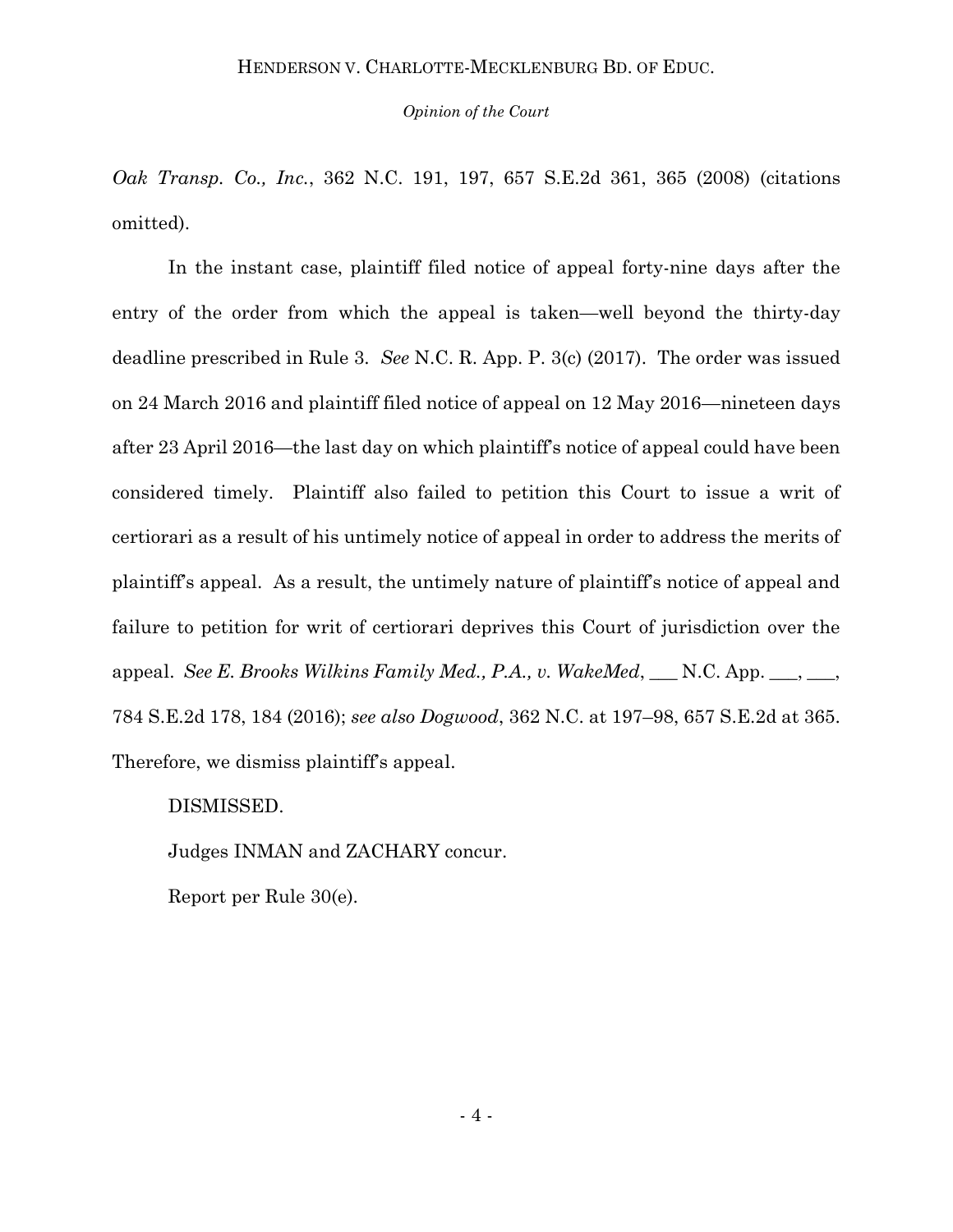*Oak Transp. Co., Inc.*, 362 N.C. 191, 197, 657 S.E.2d 361, 365 (2008) (citations omitted).

In the instant case, plaintiff filed notice of appeal forty-nine days after the entry of the order from which the appeal is taken—well beyond the thirty-day deadline prescribed in Rule 3. *See* N.C. R. App. P. 3(c) (2017). The order was issued on 24 March 2016 and plaintiff filed notice of appeal on 12 May 2016—nineteen days after 23 April 2016—the last day on which plaintiff's notice of appeal could have been considered timely. Plaintiff also failed to petition this Court to issue a writ of certiorari as a result of his untimely notice of appeal in order to address the merits of plaintiff's appeal. As a result, the untimely nature of plaintiff's notice of appeal and failure to petition for writ of certiorari deprives this Court of jurisdiction over the appeal. *See E. Brooks Wilkins Family Med., P.A., v. WakeMed*, ___ N.C. App. ___, ___, 784 S.E.2d 178, 184 (2016); *see also Dogwood*, 362 N.C. at 197–98, 657 S.E.2d at 365. Therefore, we dismiss plaintiff's appeal.

DISMISSED.

Judges INMAN and ZACHARY concur.

Report per Rule 30(e).